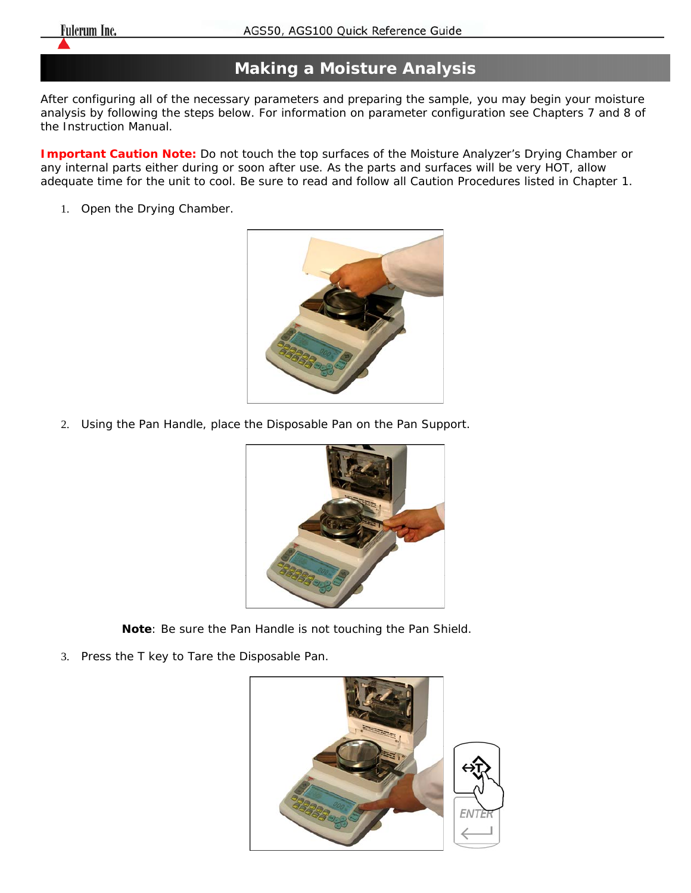# Making a Moisture Analysis

After configuring all of the necessary parameters and preparing the sample, you may begin your moisture analysis by following the steps below. For information on parameter configuration see Chapters 7 and 8 of the Instruction Manual.

**Important Caution Note:** Do not touch the top surfaces of the Moisture Analyzer's Drying Chamber or any internal parts either during or soon after use. As the parts and surfaces will be very HOT, allow adequate time for the unit to cool. Be sure to read and follow all Caution Procedures listed in Chapter 1.

1. Open the Drying Chamber.

2. Using the Pan Handle, place the Disposable Pan on the Pan Support.

   **Note**: Be sure the Pan Handle is not touching the Pan Shield.

3. Press the T key to Tare the Disposable Pan.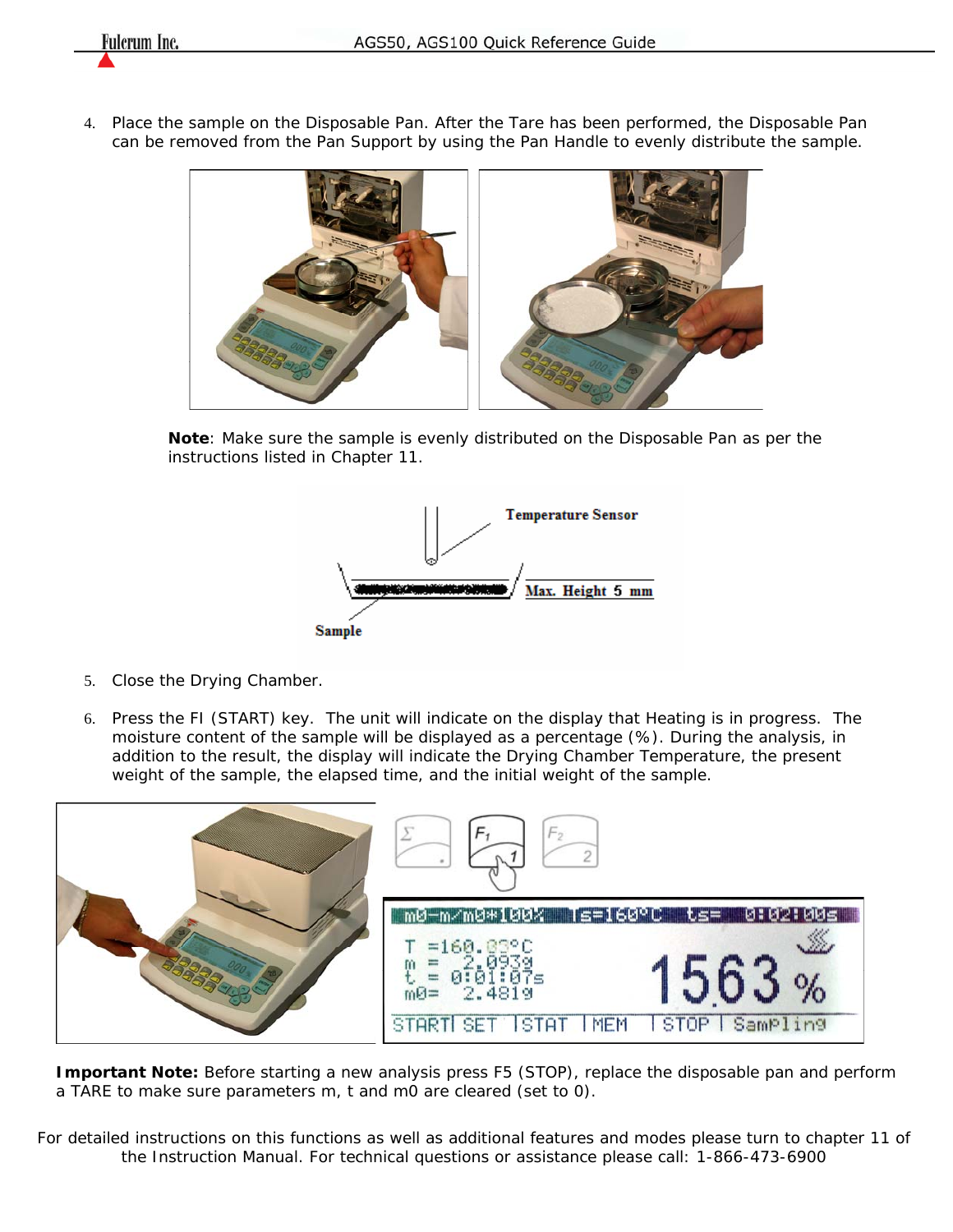4. Place the sample on the Disposable Pan. After the Tare has been performed, the Disposable Pan can be removed from the Pan Support by using the Pan Handle to evenly distribute the sample.

**Note**: Make sure the sample is evenly distributed on the Disposable Pan as per the instructions listed in Chapter 11.

Temperature Sensor

Max. Height 5 mm

Sample

5. Close the Drying Chamber.

6. Press the FI (START) key. The unit will indicate on the display that Heating is in progress. The moisture content of the sample will be displayed as a percentage (%). During the analysis, in addition to the result, the display will indicate the Drying Chamber Temperature, the present weight of the sample, the elapsed time, and the initial weight of the sample.

**Important Note:** Before starting a new analysis press F5 (STOP), replace the disposable pan and perform a TARE to make sure parameters m, t and m0 are cleared (set to 0).

For detailed instructions on this functions as well as additional features and modes please turn to chapter 11 of the Instruction Manual. For technical questions or assistance please call: 1-866-473-6900